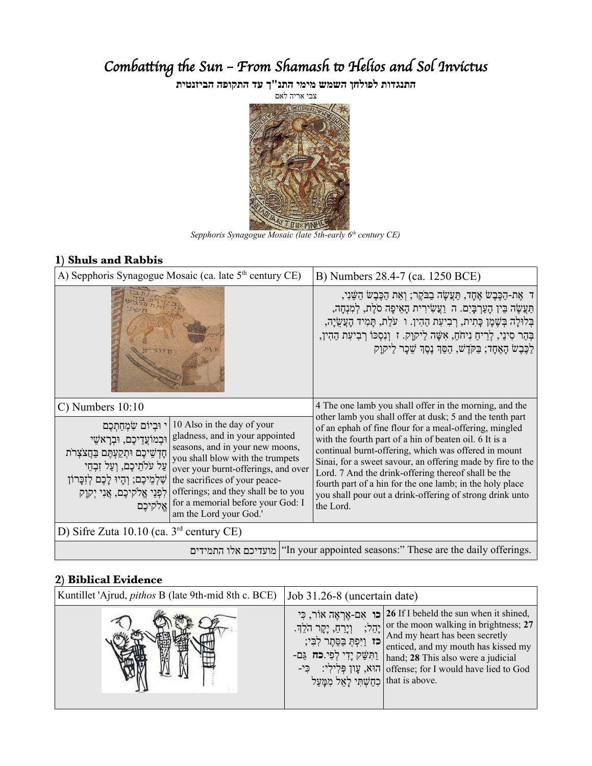# *Combatting the Sun – From Shamash to Helios and Sol Invictus*

**התנגדות לפולחן השמש מימי התנ"ך עד התקופה הביזנטית**

צבי אריה לאם

*Sepphoris Synagogue Mosaic (late 5th-early 6th century CE)*

## 1) Shuls and Rabbis

| A) Sepphoris Synagogue Mosaic (ca. late 5th century CE) | | B) Numbers 28.4-7 (ca. 1250 BCE) |
|---|---|---|
| | | ד אֶת-הַכֶּבֶשׂ אֶחָד, תַּעֲשֶׂה בַבֹּקֶר; וְאֵת הַכֶּבֶשׂ הַשֵּׁנִי, תַּעֲשֶׂה בֵּין הָעַרְבָּיִם. ה וַעֲשִׂירִית הָאֵיפָה סֹלֶת, לְמִנְחָה, בְּלוּלָה בְּשֶׁמֶן כָּתִית, רְבִיעִת הַהִין. ו עֹלַת, תָּמִיד הָעֲשֻׂיָה, בְּהַר סִינַי, לְרֵיחַ נִיחֹחַ, אִשֶּׁה לַיקוָק. ז וְנִסְכּוֹ רְבִיעִת הַהִין, לַכֶּבֶשׂ הָאֶחָד; בַּקֹּדֶשׁ, הַסֵּךְ נֶסֶךְ שֵׁכָר לַיקוָק |
| C) Numbers 10:10 | | 4 The one lamb you shall offer in the morning, and the other lamb you shall offer at dusk; 5 and the tenth part of an ephah of fine flour for a meal-offering, mingled with the fourth part of a hin of beaten oil. 6 It is a continual burnt-offering, which was offered in mount Sinai, for a sweet savour, an offering made by fire to the Lord. 7 And the drink-offering thereof shall be the fourth part of a hin for the one lamb; in the holy place you shall pour out a drink-offering of strong drink unto the Lord. |
| י וּבְיוֹם שִׂמְחַתְכֶם וּבְמוֹעֲדֵיכֶם, וּבְרָאשֵׁי חָדְשֵׁיכֶם וּתְקַעְתֶּם בַּחֲצֹצְרֹת עַל עֹלֹתֵיכֶם, וְעַל זִבְחֵי שַׁלְמֵיכֶם; וְהָיוּ לָכֶם לְזִכָּרוֹן לִפְנֵי אֱלֹקֵיכֶם, אֲנִי יְקוָק אֱלֹקֵיכֶם | 10 Also in the day of your gladness, and in your appointed seasons, and in your new moons, you shall blow with the trumpets over your burnt-offerings, and over the sacrifices of your peace-offerings; and they shall be to you for a memorial before your God: I am the Lord your God.' | |
| D) Sifre Zuta 10.10 (ca. 3rd century CE) | | |
| מועדיכם אלו התמידים | "In your appointed seasons:" These are the daily offerings. | |

## 2) Biblical Evidence

| Kuntillet 'Ajrud, *pithos* B (late 9th-mid 8th c. BCE) | Job 31.26-8 (uncertain date) | |
|---|---|---|
| | **כו** אִם-אֶרְאֶה אוֹר, כִּי יָהֵל; וְיָרֵחַ, יָקָר הֹלֵךְ. **כז** וַיִּפְתְּ בַּסֵּתֶר לִבִּי; וַתִּשַּׁק יָדִי לְפִי. **כח** גַּם-הוּא, עָוֹן פְּלִילִי: כִּי-כִחַשְׁתִּי לָאֵל מִמָּעַל | **26** If I beheld the sun when it shined, or the moon walking in brightness; **27** And my heart has been secretly enticed, and my mouth has kissed my hand; **28** This also were a judicial offense; for I would have lied to God that is above. |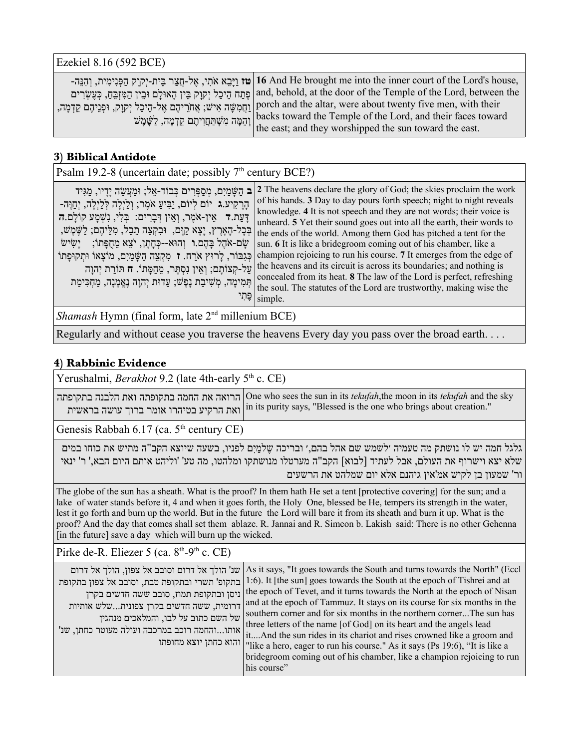| Ezekiel 8.16 (592 BCE) | |
|---|---|
| **טז** וַיָּבֵא אֹתִי, אֶל-חֲצַר בֵּית-יְקוָק הַפְּנִימִית, וְהִנֵּה-פֶתַח הֵיכַל יְקוָק בֵּין הָאוּלָם וּבֵין הַמִּזְבֵּחַ, כְּעֶשְׂרִים וַחֲמִשָּׁה אִישׁ; אֲחֹרֵיהֶם אֶל-הֵיכַל יְקוָק, וּפְנֵיהֶם קֵדְמָה, וְהֵמָּה מִשְׁתַּחֲוִיתֶם קֵדְמָה, לַשָּׁמֶשׁ | **16** And He brought me into the inner court of the Lord's house, and, behold, at the door of the Temple of the Lord, between the porch and the altar, were about twenty five men, with their backs toward the Temple of the Lord, and their faces toward the east; and they worshipped the sun toward the east. |

### 3) Biblical Antidote

| Psalm 19.2-8 (uncertain date; possibly 7th century BCE?) | |
|---|---|
| **ב** הַשָּׁמַיִם, מְסַפְּרִים כְּבוֹד-אֵל; וּמַעֲשֵׂה יָדָיו, מַגִּיד הָרָקִיעַ.**ג** יוֹם לְיוֹם, יַבִּיעַ אֹמֶר; וְלַיְלָה לְּלַיְלָה, יְחַוֶּה-דָּעַת.**ד** אֵין-אֹמֶר, וְאֵין דְּבָרִים: בְּלִי, נִשְׁמָע קוֹלָם.**ה** בְּכָל-הָאָרֶץ, יָצָא קַוָּם, וּבִקְצֵה תֵבֵל, מִלֵּיהֶם; לַשֶּׁמֶשׁ, שָׂם-אֹהֶל בָּהֶם.**ו** וְהוּא--כְּחָתָן, יֹצֵא מֵחֻפָּתוֹ; יָשִׂישׂ כְּגִבּוֹר, לָרוּץ אֹרַח. **ז** מִקְצֵה הַשָּׁמַיִם, מוֹצָאוֹ וּתְקוּפָתוֹ עַל-קְצוֹתָם; וְאֵין נִסְתָּר, מֵחַמָּתוֹ. **ח** תּוֹרַת יְהוָה תְּמִימָה, מְשִׁיבַת נָפֶשׁ; עֵדוּת יְהוָה נֶאֱמָנָה, מַחְכִּימַת פֶּתִי | **2** The heavens declare the glory of God; the skies proclaim the work of his hands. **3** Day to day pours forth speech; night to night reveals knowledge. **4** It is not speech and they are not words; their voice is unheard. **5** Yet their sound goes out into all the earth, their words to the ends of the world. Among them God has pitched a tent for the sun. **6** It is like a bridegroom coming out of his chamber, like a champion rejoicing to run his course. **7** It emerges from the edge of the heavens and its circuit is across its boundaries; and nothing is concealed from its heat. **8** The law of the Lord is perfect, refreshing the soul. The statutes of the Lord are trustworthy, making wise the simple. |
| *Shamash* Hymn (final form, late 2nd millenium BCE) | |
| Regularly and without cease you traverse the heavens Every day you pass over the broad earth. . . . | |

### 4) Rabbinic Evidence

| Yerushalmi, *Berakhot* 9.2 (late 4th-early 5th c. CE) | |
|---|---|
| הרואה את החמה בתקופתה ואת הלבנה בתקופתה ואת הרקיע בטיהרו אומר ברוך עושה בראשית | One who sees the sun in its *tekufah*,the moon in its *tekufah* and the sky in its purity says, "Blessed is the one who brings about creation." |
| Genesis Rabbah 6.17 (ca. 5th century CE) | |
| גלגל חמה יש לו נושתק מה טעמיה 'לשמש שם אהל בהם,' ובריכה שלמים לפניו, בשעה שיוצא הקב"ה מתיש את כוחו במים שלא יצא וישרוף את העולם, אבל לעתיד [לבוא] הקב"ה מערטלו מנושתקו ומלהטו, מה טע' 'וליהט אותם היום הבא,' ר' ינאי ור' שמעון בן לקיש אמ'אין גיהנם אלא יום שמלהט את הרשעים | |
| The globe of the sun has a sheath. What is the proof? In them hath He set a tent [protective covering] for the sun; and a lake of water stands before it, 4 and when it goes forth, the Holy One, blessed be He, tempers its strength in the water, lest it go forth and burn up the world. But in the future the Lord will bare it from its sheath and burn it up. What is the proof? And the day that comes shall set them ablaze. R. Jannai and R. Simeon b. Lakish said: There is no other Gehenna [in the future] save a day which will burn up the wicked. | |
| Pirke de-R. Eliezer 5 (ca. 8th-9th c. CE) | |
| שנ' הולך אל דרום וסובב אל צפון, הולך אל דרום בתקופ' תשרי ובתקופת טבת, וסובב אל צפון בתקופת ניסן ובתקופת תמוז, סובב ששה חדשים בקרן דרומית, ששה חדשים בקרן צפונית...שלש אותיות של השם כתוב על לבו, והמלאכים מנהגין אותו...והחמה רוכב במרכבה ועולה מעוטר כחתן, שנ' והוא כחתן יוצא מחופתו | As it says, "It goes towards the South and turns towards the North" (Eccl 1:6). It [the sun] goes towards the South at the epoch of Tishrei and at the epoch of Tevet, and it turns towards the North at the epoch of Nisan and at the epoch of Tammuz. It stays on its course for six months in the southern corner and for six months in the northern corner...The sun has three letters of the name [of God] on its heart and the angels lead it....And the sun rides in its chariot and rises crowned like a groom and "like a hero, eager to run his course." As it says (Ps 19:6), "It is like a bridegroom coming out of his chamber, like a champion rejoicing to run his course" |